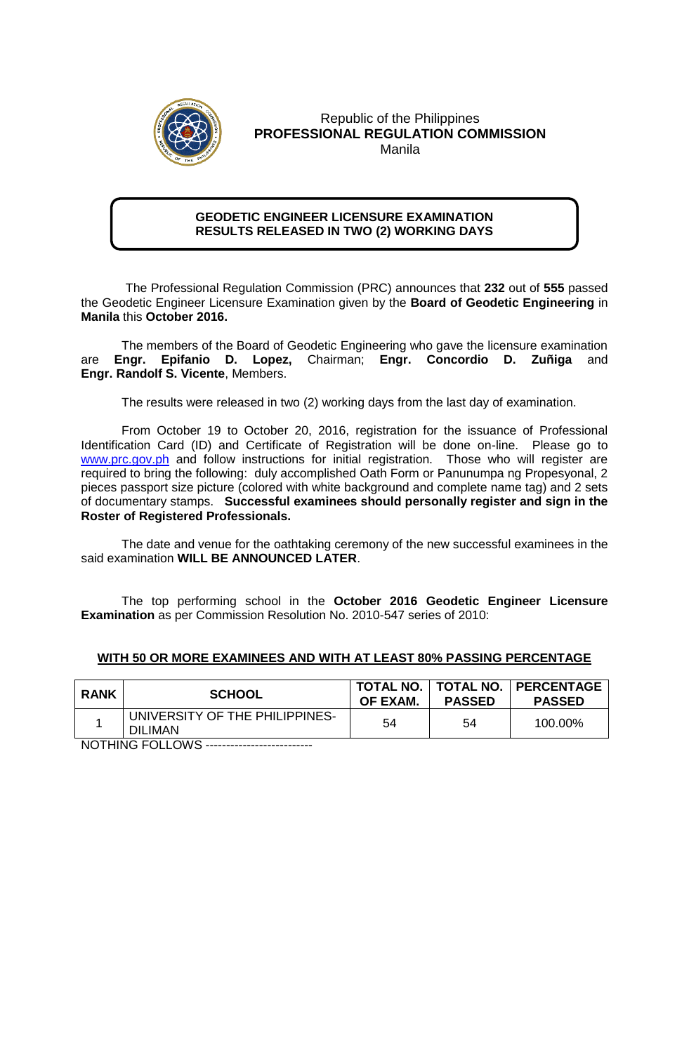Republic of the Philippines
**PROFESSIONAL REGULATION COMMISSION**
Manila

**GEODETIC ENGINEER LICENSURE EXAMINATION**
**RESULTS RELEASED IN TWO (2) WORKING DAYS**

The Professional Regulation Commission (PRC) announces that **232** out of **555** passed the Geodetic Engineer Licensure Examination given by the **Board of Geodetic Engineering** in **Manila** this **October 2016.**

The members of the Board of Geodetic Engineering who gave the licensure examination are **Engr. Epifanio D. Lopez,** Chairman; **Engr. Concordio D. Zuñiga** and **Engr. Randolf S. Vicente**, Members.

The results were released in two (2) working days from the last day of examination.

From October 19 to October 20, 2016, registration for the issuance of Professional Identification Card (ID) and Certificate of Registration will be done on-line. Please go to www.prc.gov.ph and follow instructions for initial registration. Those who will register are required to bring the following: duly accomplished Oath Form or Panunumpa ng Propesyonal, 2 pieces passport size picture (colored with white background and complete name tag) and 2 sets of documentary stamps. **Successful examinees should personally register and sign in the Roster of Registered Professionals.**

The date and venue for the oathtaking ceremony of the new successful examinees in the said examination **WILL BE ANNOUNCED LATER**.

The top performing school in the **October 2016 Geodetic Engineer Licensure Examination** as per Commission Resolution No. 2010-547 series of 2010:

**WITH 50 OR MORE EXAMINEES AND WITH AT LEAST 80% PASSING PERCENTAGE**

| RANK | SCHOOL | TOTAL NO. OF EXAM. | TOTAL NO. PASSED | PERCENTAGE PASSED |
|---|---|---|---|---|
| 1 | UNIVERSITY OF THE PHILIPPINES-DILIMAN | 54 | 54 | 100.00% |

NOTHING FOLLOWS --------------------------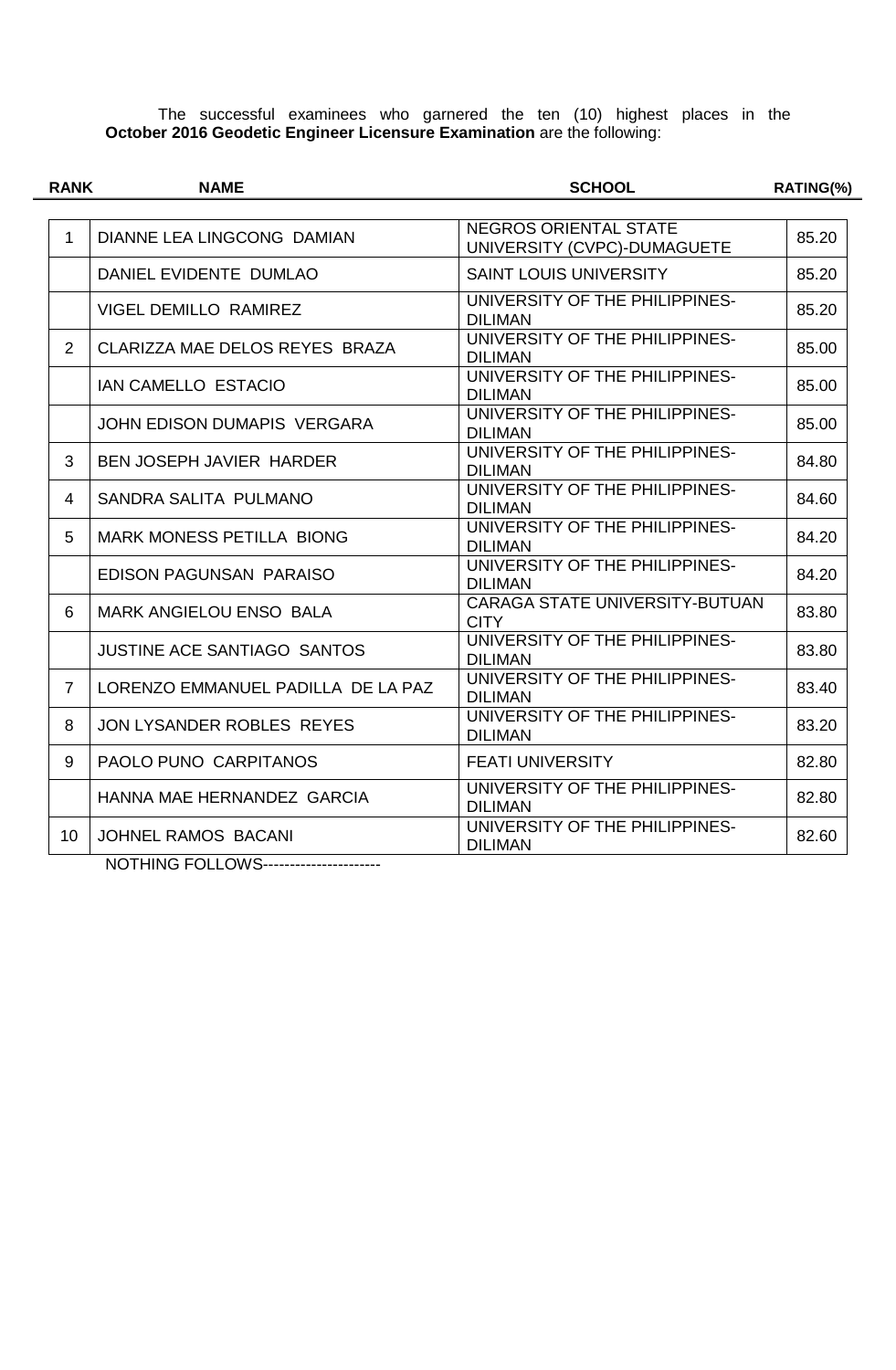The successful examinees who garnered the ten (10) highest places in the **October 2016 Geodetic Engineer Licensure Examination** are the following:

| RANK | NAME | SCHOOL | RATING(%) |
|---|---|---|---|
| 1 | DIANNE LEA LINGCONG DAMIAN | NEGROS ORIENTAL STATE UNIVERSITY (CVPC)-DUMAGUETE | 85.20 |
| | DANIEL EVIDENTE DUMLAO | SAINT LOUIS UNIVERSITY | 85.20 |
| | VIGEL DEMILLO RAMIREZ | UNIVERSITY OF THE PHILIPPINES-DILIMAN | 85.20 |
| 2 | CLARIZZA MAE DELOS REYES BRAZA | UNIVERSITY OF THE PHILIPPINES-DILIMAN | 85.00 |
| | IAN CAMELLO ESTACIO | UNIVERSITY OF THE PHILIPPINES-DILIMAN | 85.00 |
| | JOHN EDISON DUMAPIS VERGARA | UNIVERSITY OF THE PHILIPPINES-DILIMAN | 85.00 |
| 3 | BEN JOSEPH JAVIER HARDER | UNIVERSITY OF THE PHILIPPINES-DILIMAN | 84.80 |
| 4 | SANDRA SALITA PULMANO | UNIVERSITY OF THE PHILIPPINES-DILIMAN | 84.60 |
| 5 | MARK MONESS PETILLA BIONG | UNIVERSITY OF THE PHILIPPINES-DILIMAN | 84.20 |
| | EDISON PAGUNSAN PARAISO | UNIVERSITY OF THE PHILIPPINES-DILIMAN | 84.20 |
| 6 | MARK ANGIELOU ENSO BALA | CARAGA STATE UNIVERSITY-BUTUAN CITY | 83.80 |
| | JUSTINE ACE SANTIAGO SANTOS | UNIVERSITY OF THE PHILIPPINES-DILIMAN | 83.80 |
| 7 | LORENZO EMMANUEL PADILLA DE LA PAZ | UNIVERSITY OF THE PHILIPPINES-DILIMAN | 83.40 |
| 8 | JON LYSANDER ROBLES REYES | UNIVERSITY OF THE PHILIPPINES-DILIMAN | 83.20 |
| 9 | PAOLO PUNO CARPITANOS | FEATI UNIVERSITY | 82.80 |
| | HANNA MAE HERNANDEZ GARCIA | UNIVERSITY OF THE PHILIPPINES-DILIMAN | 82.80 |
| 10 | JOHNEL RAMOS BACANI | UNIVERSITY OF THE PHILIPPINES-DILIMAN | 82.60 |

NOTHING FOLLOWS----------------------